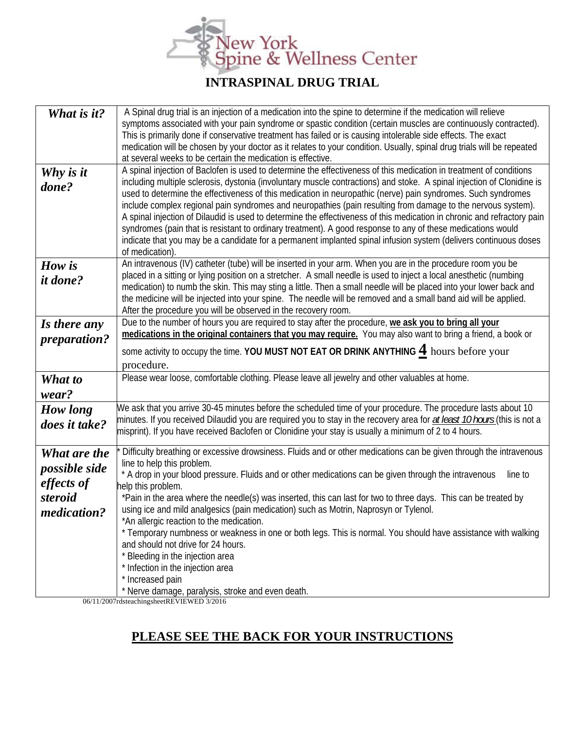New York Spine & Wellness Center

# INTRASPINAL DRUG TRIAL

| | |
|---|---|
| ***What is it?*** | A Spinal drug trial is an injection of a medication into the spine to determine if the medication will relieve symptoms associated with your pain syndrome or spastic condition (certain muscles are continuously contracted). This is primarily done if conservative treatment has failed or is causing intolerable side effects. The exact medication will be chosen by your doctor as it relates to your condition. Usually, spinal drug trials will be repeated at several weeks to be certain the medication is effective. |
| ***Why is it done?*** | A spinal injection of Baclofen is used to determine the effectiveness of this medication in treatment of conditions including multiple sclerosis, dystonia (involuntary muscle contractions) and stoke. A spinal injection of Clonidine is used to determine the effectiveness of this medication in neuropathic (nerve) pain syndromes. Such syndromes include complex regional pain syndromes and neuropathies (pain resulting from damage to the nervous system). A spinal injection of Dilaudid is used to determine the effectiveness of this medication in chronic and refractory pain syndromes (pain that is resistant to ordinary treatment). A good response to any of these medications would indicate that you may be a candidate for a permanent implanted spinal infusion system (delivers continuous doses of medication). |
| ***How is it done?*** | An intravenous (IV) catheter (tube) will be inserted in your arm. When you are in the procedure room you be placed in a sitting or lying position on a stretcher. A small needle is used to inject a local anesthetic (numbing medication) to numb the skin. This may sting a little. Then a small needle will be placed into your lower back and the medicine will be injected into your spine. The needle will be removed and a small band aid will be applied. After the procedure you will be observed in the recovery room. |
| ***Is there any preparation?*** | Due to the number of hours you are required to stay after the procedure, **we ask you to bring all your medications in the original containers that you may require.** You may also want to bring a friend, a book or some activity to occupy the time. **YOU MUST NOT EAT OR DRINK ANYTHING 4** hours before your procedure. |
| ***What to wear?*** | Please wear loose, comfortable clothing. Please leave all jewelry and other valuables at home. |
| ***How long does it take?*** | We ask that you arrive 30-45 minutes before the scheduled time of your procedure. The procedure lasts about 10 minutes. If you received Dilaudid you are required you to stay in the recovery area for ***at least 10 hours*** (this is not a misprint). If you have received Baclofen or Clonidine your stay is usually a minimum of 2 to 4 hours. |
| ***What are the possible side effects of steroid medication?*** | * Difficulty breathing or excessive drowsiness. Fluids and or other medications can be given through the intravenous line to help this problem.<br>* A drop in your blood pressure. Fluids and or other medications can be given through the intravenous line to help this problem.<br>*Pain in the area where the needle(s) was inserted, this can last for two to three days. This can be treated by using ice and mild analgesics (pain medication) such as Motrin, Naprosyn or Tylenol.<br>*An allergic reaction to the medication.<br>* Temporary numbness or weakness in one or both legs. This is normal. You should have assistance with walking and should not drive for 24 hours.<br>* Bleeding in the injection area<br>* Infection in the injection area<br>* Increased pain<br>* Nerve damage, paralysis, stroke and even death. |

06/11/2007rdsteachingsheetREVIEWED 3/2016

## PLEASE SEE THE BACK FOR YOUR INSTRUCTIONS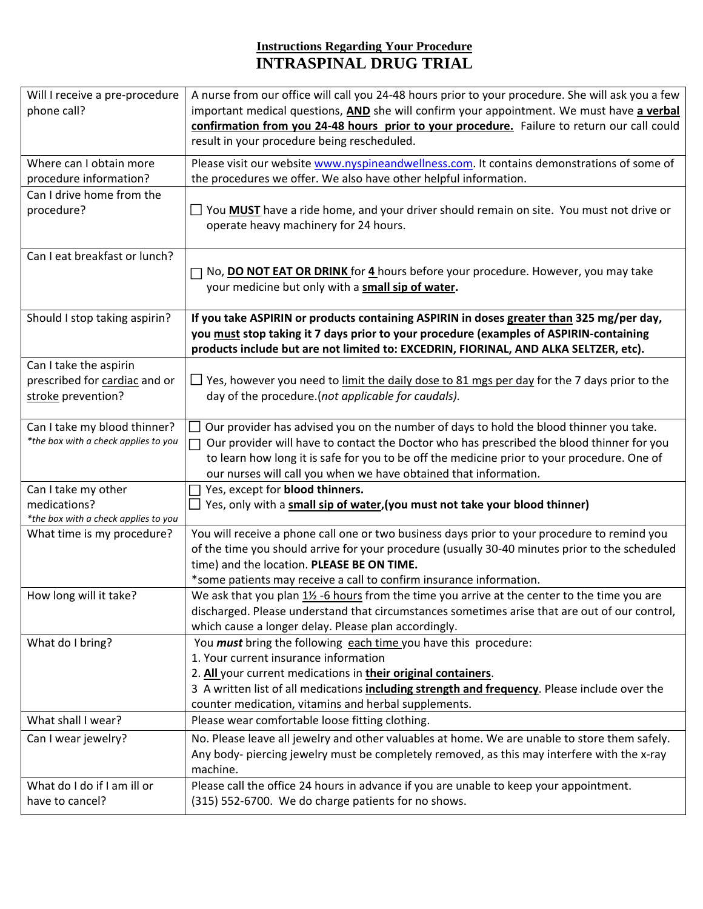**Instructions Regarding Your Procedure**

# INTRASPINAL DRUG TRIAL

| | |
|---|---|
| Will I receive a pre-procedure phone call? | A nurse from our office will call you 24-48 hours prior to your procedure. She will ask you a few important medical questions, **AND** she will confirm your appointment. We must have **a verbal confirmation from you 24-48 hours prior to your procedure.** Failure to return our call could result in your procedure being rescheduled. |
| Where can I obtain more procedure information? | Please visit our website www.nyspineandwellness.com. It contains demonstrations of some of the procedures we offer. We also have other helpful information. |
| Can I drive home from the procedure? | ☐ You **MUST** have a ride home, and your driver should remain on site. You must not drive or operate heavy machinery for 24 hours. |
| Can I eat breakfast or lunch? | ☐ No, **DO NOT EAT OR DRINK** for **4** hours before your procedure. However, you may take your medicine but only with a **small sip of water.** |
| Should I stop taking aspirin? | **If you take ASPIRIN or products containing ASPIRIN in doses greater than 325 mg/per day, you must stop taking it 7 days prior to your procedure (examples of ASPIRIN-containing products include but are not limited to: EXCEDRIN, FIORINAL, AND ALKA SELTZER, etc).** |
| Can I take the aspirin prescribed for cardiac and or stroke prevention? | ☐ Yes, however you need to limit the daily dose to 81 mgs per day for the 7 days prior to the day of the procedure.(*not applicable for caudals).* |
| Can I take my blood thinner? *\*the box with a check applies to you* | ☐ Our provider has advised you on the number of days to hold the blood thinner you take.<br>☐ Our provider will have to contact the Doctor who has prescribed the blood thinner for you to learn how long it is safe for you to be off the medicine prior to your procedure. One of our nurses will call you when we have obtained that information. |
| Can I take my other medications? *\*the box with a check applies to you* | ☐ Yes, except for **blood thinners.**<br>☐ Yes, only with a **small sip of water,(you must not take your blood thinner)** |
| What time is my procedure? | You will receive a phone call one or two business days prior to your procedure to remind you of the time you should arrive for your procedure (usually 30-40 minutes prior to the scheduled time) and the location. **PLEASE BE ON TIME.**<br>\*some patients may receive a call to confirm insurance information. |
| How long will it take? | We ask that you plan 1½ -6 hours from the time you arrive at the center to the time you are discharged. Please understand that circumstances sometimes arise that are out of our control, which cause a longer delay. Please plan accordingly. |
| What do I bring? | You ***must*** bring the following each time you have this procedure:<br>1. Your current insurance information<br>2. **All** your current medications in **their original containers**.<br>3 A written list of all medications **including strength and frequency**. Please include over the counter medication, vitamins and herbal supplements. |
| What shall I wear? | Please wear comfortable loose fitting clothing. |
| Can I wear jewelry? | No. Please leave all jewelry and other valuables at home. We are unable to store them safely. Any body- piercing jewelry must be completely removed, as this may interfere with the x-ray machine. |
| What do I do if I am ill or have to cancel? | Please call the office 24 hours in advance if you are unable to keep your appointment. (315) 552-6700. We do charge patients for no shows. |